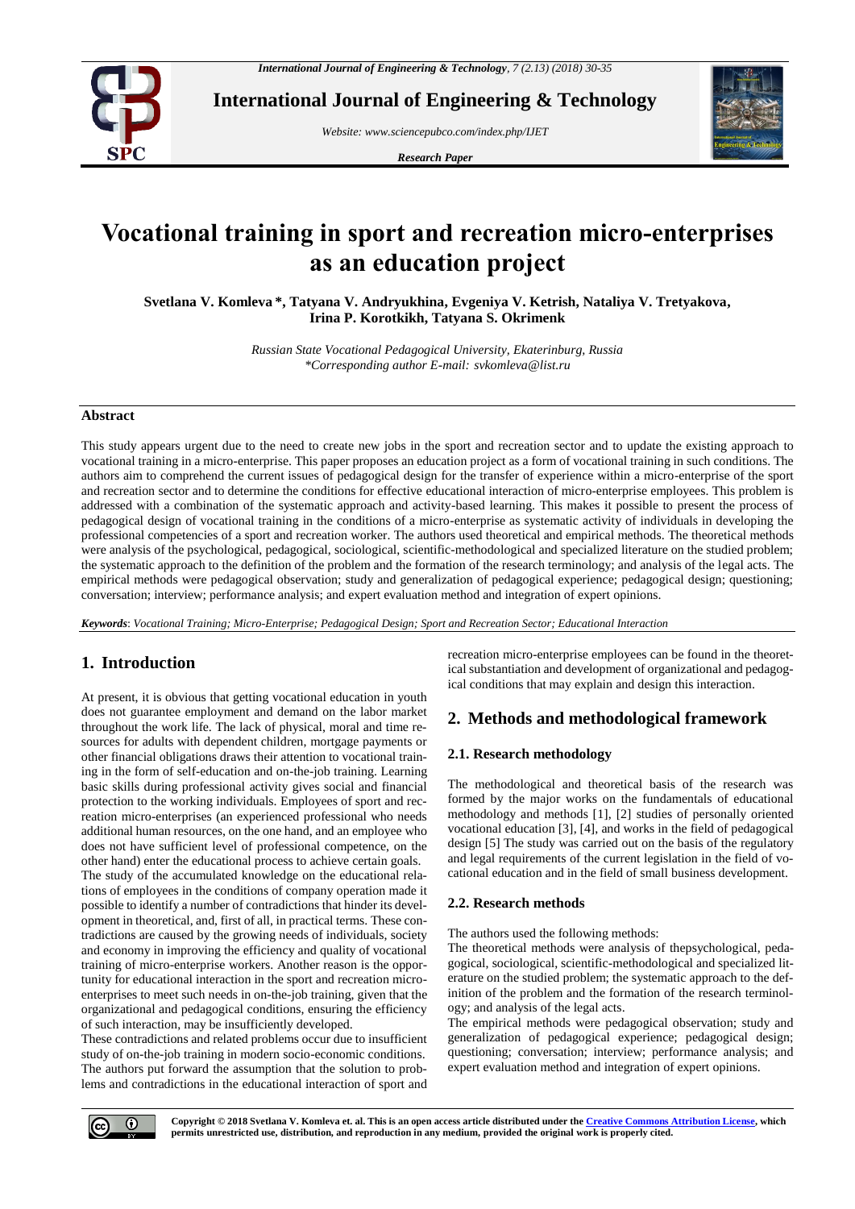# Vocational training in sport and recreation micro-enterprises as an education project

**Svetlana V. Komleva \*, Tatyana V. Andryukhina, Evgeniya V. Ketrish, Nataliya V. Tretyakova, Irina P. Korotkikh, Tatyana S. Okrimenk**

*Russian State Vocational Pedagogical University, Ekaterinburg, Russia*
*\*Corresponding author E-mail: svkomleva@list.ru*

## Abstract

This study appears urgent due to the need to create new jobs in the sport and recreation sector and to update the existing approach to vocational training in a micro-enterprise. This paper proposes an education project as a form of vocational training in such conditions. The authors aim to comprehend the current issues of pedagogical design for the transfer of experience within a micro-enterprise of the sport and recreation sector and to determine the conditions for effective educational interaction of micro-enterprise employees. This problem is addressed with a combination of the systematic approach and activity-based learning. This makes it possible to present the process of pedagogical design of vocational training in the conditions of a micro-enterprise as systematic activity of individuals in developing the professional competencies of a sport and recreation worker. The authors used theoretical and empirical methods. The theoretical methods were analysis of the psychological, pedagogical, sociological, scientific-methodological and specialized literature on the studied problem; the systematic approach to the definition of the problem and the formation of the research terminology; and analysis of the legal acts. The empirical methods were pedagogical observation; study and generalization of pedagogical experience; pedagogical design; questioning; conversation; interview; performance analysis; and expert evaluation method and integration of expert opinions.

***Keywords***: *Vocational Training; Micro-Enterprise; Pedagogical Design; Sport and Recreation Sector; Educational Interaction*

## 1. Introduction

At present, it is obvious that getting vocational education in youth does not guarantee employment and demand on the labor market throughout the work life. The lack of physical, moral and time resources for adults with dependent children, mortgage payments or other financial obligations draws their attention to vocational training in the form of self-education and on-the-job training. Learning basic skills during professional activity gives social and financial protection to the working individuals. Employees of sport and recreation micro-enterprises (an experienced professional who needs additional human resources, on the one hand, and an employee who does not have sufficient level of professional competence, on the other hand) enter the educational process to achieve certain goals.

The study of the accumulated knowledge on the educational relations of employees in the conditions of company operation made it possible to identify a number of contradictions that hinder its development in theoretical, and, first of all, in practical terms. These contradictions are caused by the growing needs of individuals, society and economy in improving the efficiency and quality of vocational training of micro-enterprise workers. Another reason is the opportunity for educational interaction in the sport and recreation micro-enterprises to meet such needs in on-the-job training, given that the organizational and pedagogical conditions, ensuring the efficiency of such interaction, may be insufficiently developed.

These contradictions and related problems occur due to insufficient study of on-the-job training in modern socio-economic conditions. The authors put forward the assumption that the solution to problems and contradictions in the educational interaction of sport and recreation micro-enterprise employees can be found in the theoretical substantiation and development of organizational and pedagogical conditions that may explain and design this interaction.

## 2. Methods and methodological framework

### 2.1. Research methodology

The methodological and theoretical basis of the research was formed by the major works on the fundamentals of educational methodology and methods [1], [2] studies of personally oriented vocational education [3], [4], and works in the field of pedagogical design [5] The study was carried out on the basis of the regulatory and legal requirements of the current legislation in the field of vocational education and in the field of small business development.

### 2.2. Research methods

The authors used the following methods:

The theoretical methods were analysis of thepsychological, pedagogical, sociological, scientific-methodological and specialized literature on the studied problem; the systematic approach to the definition of the problem and the formation of the research terminology; and analysis of the legal acts.

The empirical methods were pedagogical observation; study and generalization of pedagogical experience; pedagogical design; questioning; conversation; interview; performance analysis; and expert evaluation method and integration of expert opinions.

**Copyright © 2018 Svetlana V. Komleva et. al. This is an open access article distributed under the Creative Commons Attribution License, which permits unrestricted use, distribution, and reproduction in any medium, provided the original work is properly cited.**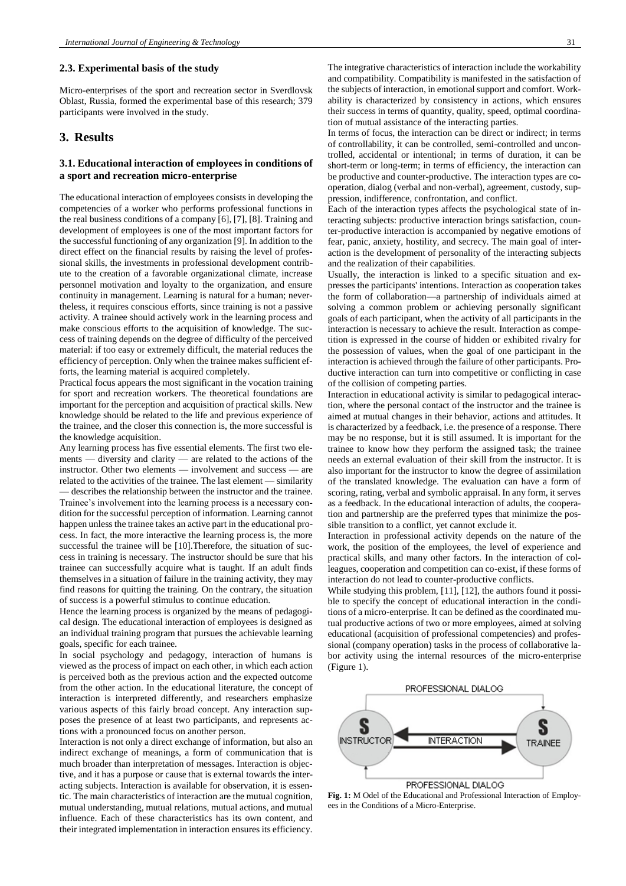### 2.3. Experimental basis of the study

Micro-enterprises of the sport and recreation sector in Sverdlovsk Oblast, Russia, formed the experimental base of this research; 379 participants were involved in the study.

## 3. Results

### 3.1. Educational interaction of employees in conditions of a sport and recreation micro-enterprise

The educational interaction of employees consists in developing the competencies of a worker who performs professional functions in the real business conditions of a company [6], [7], [8]. Training and development of employees is one of the most important factors for the successful functioning of any organization [9]. In addition to the direct effect on the financial results by raising the level of professional skills, the investments in professional development contribute to the creation of a favorable organizational climate, increase personnel motivation and loyalty to the organization, and ensure continuity in management. Learning is natural for a human; nevertheless, it requires conscious efforts, since training is not a passive activity. A trainee should actively work in the learning process and make conscious efforts to the acquisition of knowledge. The success of training depends on the degree of difficulty of the perceived material: if too easy or extremely difficult, the material reduces the efficiency of perception. Only when the trainee makes sufficient efforts, the learning material is acquired completely.

Practical focus appears the most significant in the vocation training for sport and recreation workers. The theoretical foundations are important for the perception and acquisition of practical skills. New knowledge should be related to the life and previous experience of the trainee, and the closer this connection is, the more successful is the knowledge acquisition.

Any learning process has five essential elements. The first two elements — diversity and clarity — are related to the actions of the instructor. Other two elements — involvement and success — are related to the activities of the trainee. The last element — similarity — describes the relationship between the instructor and the trainee. Trainee's involvement into the learning process is a necessary condition for the successful perception of information. Learning cannot happen unless the trainee takes an active part in the educational process. In fact, the more interactive the learning process is, the more successful the trainee will be [10].Therefore, the situation of success in training is necessary. The instructor should be sure that his trainee can successfully acquire what is taught. If an adult finds themselves in a situation of failure in the training activity, they may find reasons for quitting the training. On the contrary, the situation of success is a powerful stimulus to continue education.

Hence the learning process is organized by the means of pedagogical design. The educational interaction of employees is designed as an individual training program that pursues the achievable learning goals, specific for each trainee.

In social psychology and pedagogy, interaction of humans is viewed as the process of impact on each other, in which each action is perceived both as the previous action and the expected outcome from the other action. In the educational literature, the concept of interaction is interpreted differently, and researchers emphasize various aspects of this fairly broad concept. Any interaction supposes the presence of at least two participants, and represents actions with a pronounced focus on another person.

Interaction is not only a direct exchange of information, but also an indirect exchange of meanings, a form of communication that is much broader than interpretation of messages. Interaction is objective, and it has a purpose or cause that is external towards the interacting subjects. Interaction is available for observation, it is essentic. The main characteristics of interaction are the mutual cognition, mutual understanding, mutual relations, mutual actions, and mutual influence. Each of these characteristics has its own content, and their integrated implementation in interaction ensures its efficiency.

The integrative characteristics of interaction include the workability and compatibility. Compatibility is manifested in the satisfaction of the subjects of interaction, in emotional support and comfort. Workability is characterized by consistency in actions, which ensures their success in terms of quantity, quality, speed, optimal coordination of mutual assistance of the interacting parties.

In terms of focus, the interaction can be direct or indirect; in terms of controllability, it can be controlled, semi-controlled and uncontrolled, accidental or intentional; in terms of duration, it can be short-term or long-term; in terms of efficiency, the interaction can be productive and counter-productive. The interaction types are cooperation, dialog (verbal and non-verbal), agreement, custody, suppression, indifference, confrontation, and conflict.

Each of the interaction types affects the psychological state of interacting subjects: productive interaction brings satisfaction, counter-productive interaction is accompanied by negative emotions of fear, panic, anxiety, hostility, and secrecy. The main goal of interaction is the development of personality of the interacting subjects and the realization of their capabilities.

Usually, the interaction is linked to a specific situation and expresses the participants' intentions. Interaction as cooperation takes the form of collaboration—a partnership of individuals aimed at solving a common problem or achieving personally significant goals of each participant, when the activity of all participants in the interaction is necessary to achieve the result. Interaction as competition is expressed in the course of hidden or exhibited rivalry for the possession of values, when the goal of one participant in the interaction is achieved through the failure of other participants. Productive interaction can turn into competitive or conflicting in case of the collision of competing parties.

Interaction in educational activity is similar to pedagogical interaction, where the personal contact of the instructor and the trainee is aimed at mutual changes in their behavior, actions and attitudes. It is characterized by a feedback, i.e. the presence of a response. There may be no response, but it is still assumed. It is important for the trainee to know how they perform the assigned task; the trainee needs an external evaluation of their skill from the instructor. It is also important for the instructor to know the degree of assimilation of the translated knowledge. The evaluation can have a form of scoring, rating, verbal and symbolic appraisal. In any form, it serves as a feedback. In the educational interaction of adults, the cooperation and partnership are the preferred types that minimize the possible transition to a conflict, yet cannot exclude it.

Interaction in professional activity depends on the nature of the work, the position of the employees, the level of experience and practical skills, and many other factors. In the interaction of colleagues, cooperation and competition can co-exist, if these forms of interaction do not lead to counter-productive conflicts.

While studying this problem, [11], [12], the authors found it possible to specify the concept of educational interaction in the conditions of a micro-enterprise. It can be defined as the coordinated mutual productive actions of two or more employees, aimed at solving educational (acquisition of professional competencies) and professional (company operation) tasks in the process of collaborative labor activity using the internal resources of the micro-enterprise (Figure 1).

PROFESSIONAL DIALOG

S INSTRUCTOR

INTERACTION

S TRAINEE

PROFESSIONAL DIALOG

**Fig. 1:** M Odel of the Educational and Professional Interaction of Employees in the Conditions of a Micro-Enterprise.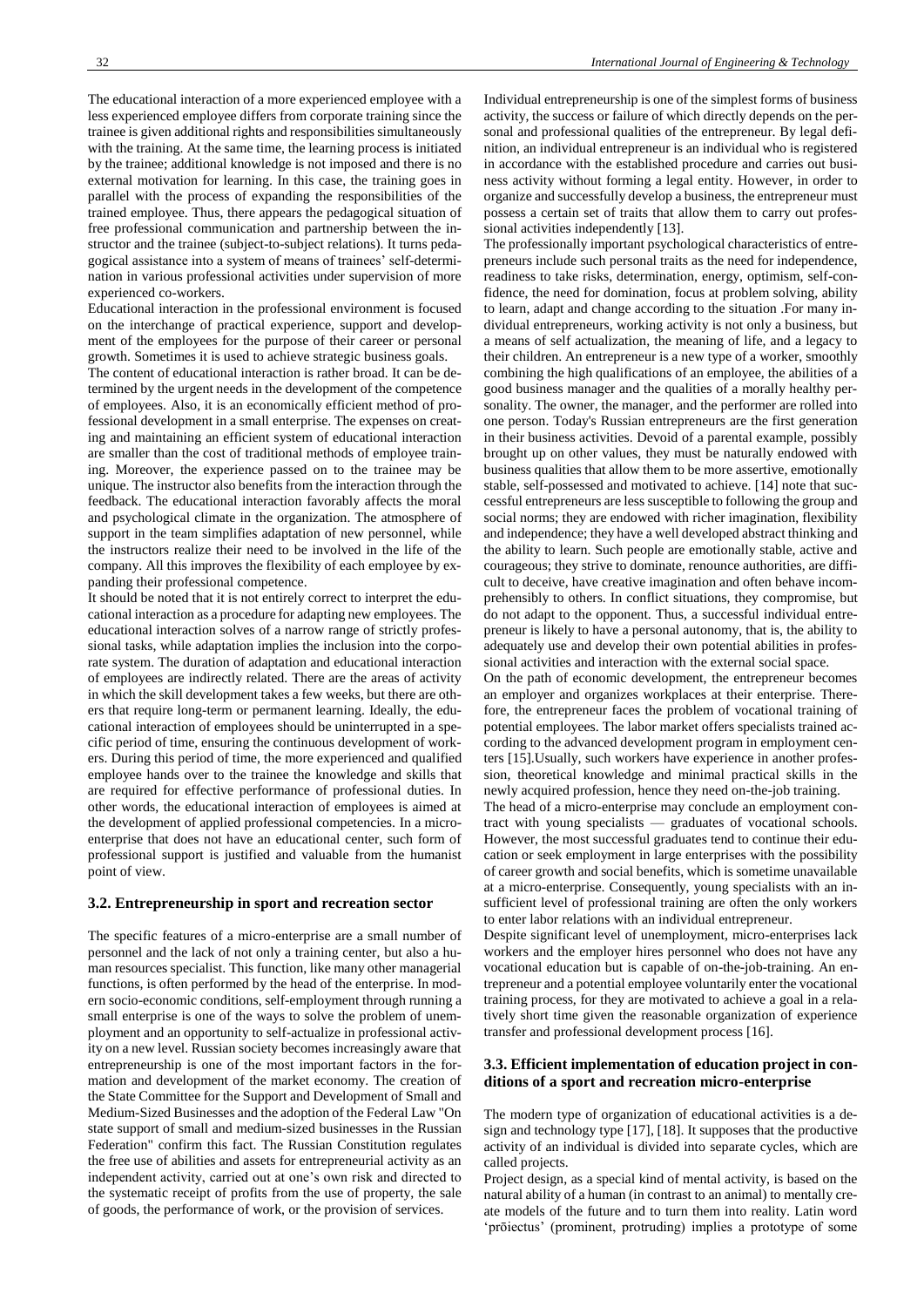The educational interaction of a more experienced employee with a less experienced employee differs from corporate training since the trainee is given additional rights and responsibilities simultaneously with the training. At the same time, the learning process is initiated by the trainee; additional knowledge is not imposed and there is no external motivation for learning. In this case, the training goes in parallel with the process of expanding the responsibilities of the trained employee. Thus, there appears the pedagogical situation of free professional communication and partnership between the instructor and the trainee (subject-to-subject relations). It turns pedagogical assistance into a system of means of trainees' self-determination in various professional activities under supervision of more experienced co-workers.

Educational interaction in the professional environment is focused on the interchange of practical experience, support and development of the employees for the purpose of their career or personal growth. Sometimes it is used to achieve strategic business goals.

The content of educational interaction is rather broad. It can be determined by the urgent needs in the development of the competence of employees. Also, it is an economically efficient method of professional development in a small enterprise. The expenses on creating and maintaining an efficient system of educational interaction are smaller than the cost of traditional methods of employee training. Moreover, the experience passed on to the trainee may be unique. The instructor also benefits from the interaction through the feedback. The educational interaction favorably affects the moral and psychological climate in the organization. The atmosphere of support in the team simplifies adaptation of new personnel, while the instructors realize their need to be involved in the life of the company. All this improves the flexibility of each employee by expanding their professional competence.

It should be noted that it is not entirely correct to interpret the educational interaction as a procedure for adapting new employees. The educational interaction solves of a narrow range of strictly professional tasks, while adaptation implies the inclusion into the corporate system. The duration of adaptation and educational interaction of employees are indirectly related. There are the areas of activity in which the skill development takes a few weeks, but there are others that require long-term or permanent learning. Ideally, the educational interaction of employees should be uninterrupted in a specific period of time, ensuring the continuous development of workers. During this period of time, the more experienced and qualified employee hands over to the trainee the knowledge and skills that are required for effective performance of professional duties. In other words, the educational interaction of employees is aimed at the development of applied professional competencies. In a micro-enterprise that does not have an educational center, such form of professional support is justified and valuable from the humanist point of view.

### 3.2. Entrepreneurship in sport and recreation sector

The specific features of a micro-enterprise are a small number of personnel and the lack of not only a training center, but also a human resources specialist. This function, like many other managerial functions, is often performed by the head of the enterprise. In modern socio-economic conditions, self-employment through running a small enterprise is one of the ways to solve the problem of unemployment and an opportunity to self-actualize in professional activity on a new level. Russian society becomes increasingly aware that entrepreneurship is one of the most important factors in the formation and development of the market economy. The creation of the State Committee for the Support and Development of Small and Medium-Sized Businesses and the adoption of the Federal Law "On state support of small and medium-sized businesses in the Russian Federation" confirm this fact. The Russian Constitution regulates the free use of abilities and assets for entrepreneurial activity as an independent activity, carried out at one's own risk and directed to the systematic receipt of profits from the use of property, the sale of goods, the performance of work, or the provision of services.

Individual entrepreneurship is one of the simplest forms of business activity, the success or failure of which directly depends on the personal and professional qualities of the entrepreneur. By legal definition, an individual entrepreneur is an individual who is registered in accordance with the established procedure and carries out business activity without forming a legal entity. However, in order to organize and successfully develop a business, the entrepreneur must possess a certain set of traits that allow them to carry out professional activities independently [13].

The professionally important psychological characteristics of entrepreneurs include such personal traits as the need for independence, readiness to take risks, determination, energy, optimism, self-confidence, the need for domination, focus at problem solving, ability to learn, adapt and change according to the situation .For many individual entrepreneurs, working activity is not only a business, but a means of self actualization, the meaning of life, and a legacy to their children. An entrepreneur is a new type of a worker, smoothly combining the high qualifications of an employee, the abilities of a good business manager and the qualities of a morally healthy personality. The owner, the manager, and the performer are rolled into one person. Today's Russian entrepreneurs are the first generation in their business activities. Devoid of a parental example, possibly brought up on other values, they must be naturally endowed with business qualities that allow them to be more assertive, emotionally stable, self-possessed and motivated to achieve. [14] note that successful entrepreneurs are less susceptible to following the group and social norms; they are endowed with richer imagination, flexibility and independence; they have a well developed abstract thinking and the ability to learn. Such people are emotionally stable, active and courageous; they strive to dominate, renounce authorities, are difficult to deceive, have creative imagination and often behave incomprehensibly to others. In conflict situations, they compromise, but do not adapt to the opponent. Thus, a successful individual entrepreneur is likely to have a personal autonomy, that is, the ability to adequately use and develop their own potential abilities in professional activities and interaction with the external social space.

On the path of economic development, the entrepreneur becomes an employer and organizes workplaces at their enterprise. Therefore, the entrepreneur faces the problem of vocational training of potential employees. The labor market offers specialists trained according to the advanced development program in employment centers [15].Usually, such workers have experience in another profession, theoretical knowledge and minimal practical skills in the newly acquired profession, hence they need on-the-job training.

The head of a micro-enterprise may conclude an employment contract with young specialists — graduates of vocational schools. However, the most successful graduates tend to continue their education or seek employment in large enterprises with the possibility of career growth and social benefits, which is sometime unavailable at a micro-enterprise. Consequently, young specialists with an insufficient level of professional training are often the only workers to enter labor relations with an individual entrepreneur.

Despite significant level of unemployment, micro-enterprises lack workers and the employer hires personnel who does not have any vocational education but is capable of on-the-job-training. An entrepreneur and a potential employee voluntarily enter the vocational training process, for they are motivated to achieve a goal in a relatively short time given the reasonable organization of experience transfer and professional development process [16].

### 3.3. Efficient implementation of education project in conditions of a sport and recreation micro-enterprise

The modern type of organization of educational activities is a design and technology type [17], [18]. It supposes that the productive activity of an individual is divided into separate cycles, which are called projects.

Project design, as a special kind of mental activity, is based on the natural ability of a human (in contrast to an animal) to mentally create models of the future and to turn them into reality. Latin word 'prōiectus' (prominent, protruding) implies a prototype of some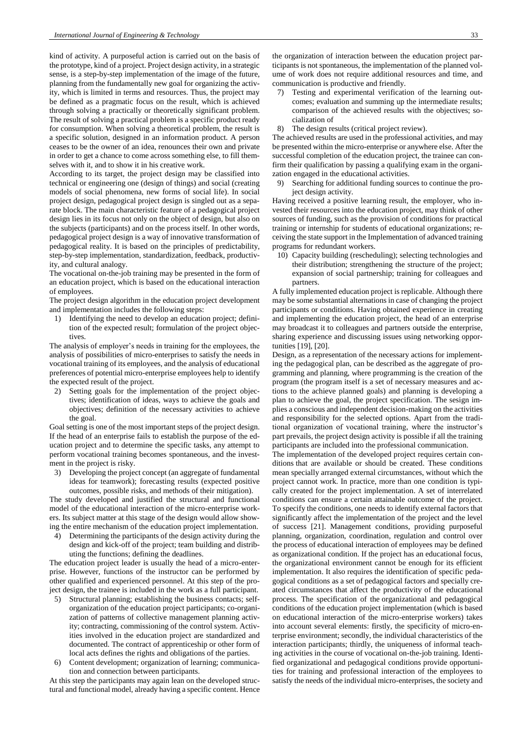kind of activity. A purposeful action is carried out on the basis of the prototype, kind of a project. Project design activity, in a strategic sense, is a step-by-step implementation of the image of the future, planning from the fundamentally new goal for organizing the activity, which is limited in terms and resources. Thus, the project may be defined as a pragmatic focus on the result, which is achieved through solving a practically or theoretically significant problem. The result of solving a practical problem is a specific product ready for consumption. When solving a theoretical problem, the result is a specific solution, designed in an information product. A person ceases to be the owner of an idea, renounces their own and private in order to get a chance to come across something else, to fill themselves with it, and to show it in his creative work.

According to its target, the project design may be classified into technical or engineering one (design of things) and social (creating models of social phenomena, new forms of social life). In social project design, pedagogical project design is singled out as a separate block. The main characteristic feature of a pedagogical project design lies in its focus not only on the object of design, but also on the subjects (participants) and on the process itself. In other words, pedagogical project design is a way of innovative transformation of pedagogical reality. It is based on the principles of predictability, step-by-step implementation, standardization, feedback, productivity, and cultural analogy.

The vocational on-the-job training may be presented in the form of an education project, which is based on the educational interaction of employees.

The project design algorithm in the education project development and implementation includes the following steps:

1) Identifying the need to develop an education project; definition of the expected result; formulation of the project objectives.

The analysis of employer's needs in training for the employees, the analysis of possibilities of micro-enterprises to satisfy the needs in vocational training of its employees, and the analysis of educational preferences of potential micro-enterprise employees help to identify the expected result of the project.

2) Setting goals for the implementation of the project objectives; identification of ideas, ways to achieve the goals and objectives; definition of the necessary activities to achieve the goal.

Goal setting is one of the most important steps of the project design. If the head of an enterprise fails to establish the purpose of the education project and to determine the specific tasks, any attempt to perform vocational training becomes spontaneous, and the investment in the project is risky.

3) Developing the project concept (an aggregate of fundamental ideas for teamwork); forecasting results (expected positive outcomes, possible risks, and methods of their mitigation).

The study developed and justified the structural and functional model of the educational interaction of the micro-enterprise workers. Its subject matter at this stage of the design would allow showing the entire mechanism of the education project implementation.

4) Determining the participants of the design activity during the design and kick-off of the project; team building and distributing the functions; defining the deadlines.

The education project leader is usually the head of a micro-enterprise. However, functions of the instructor can be performed by other qualified and experienced personnel. At this step of the project design, the trainee is included in the work as a full participant.

5) Structural planning; establishing the business contacts; self-organization of the education project participants; co-organization of patterns of collective management planning activity; contracting, commissioning of the control system. Activities involved in the education project are standardized and documented. The contract of apprenticeship or other form of local acts defines the rights and obligations of the parties.
6) Content development; organization of learning; communication and connection between participants.

At this step the participants may again lean on the developed structural and functional model, already having a specific content. Hence the organization of interaction between the education project participants is not spontaneous, the implementation of the planned volume of work does not require additional resources and time, and communication is productive and friendly.

7) Testing and experimental verification of the learning outcomes; evaluation and summing up the intermediate results; comparison of the achieved results with the objectives; socialization of
8) The design results (critical project review).

The achieved results are used in the professional activities, and may be presented within the micro-enterprise or anywhere else. After the successful completion of the education project, the trainee can confirm their qualification by passing a qualifying exam in the organization engaged in the educational activities.

9) Searching for additional funding sources to continue the project design activity.

Having received a positive learning result, the employer, who invested their resources into the education project, may think of other sources of funding, such as the provision of conditions for practical training or internship for students of educational organizations; receiving the state support in the Implementation of advanced training programs for redundant workers.

10) Capacity building (rescheduling); selecting technologies and their distribution; strengthening the structure of the project; expansion of social partnership; training for colleagues and partners.

A fully implemented education project is replicable. Although there may be some substantial alternations in case of changing the project participants or conditions. Having obtained experience in creating and implementing the education project, the head of an enterprise may broadcast it to colleagues and partners outside the enterprise, sharing experience and discussing issues using networking opportunities [19], [20].

Design, as a representation of the necessary actions for implementing the pedagogical plan, can be described as the aggregate of programming and planning, where programming is the creation of the program (the program itself is a set of necessary measures and actions to the achieve planned goals) and planning is developing a plan to achieve the goal, the project specification. The sesign implies a conscious and independent decision-making on the activities and responsibility for the selected options. Apart from the traditional organization of vocational training, where the instructor's part prevails, the project design activity is possible if all the training participants are included into the professional communication.

The implementation of the developed project requires certain conditions that are available or should be created. These conditions mean specially arranged external circumstances, without which the project cannot work. In practice, more than one condition is typically created for the project implementation. A set of interrelated conditions can ensure a certain attainable outcome of the project. To specify the conditions, one needs to identify external factors that significantly affect the implementation of the project and the level of success [21]. Management conditions, providing purposeful planning, organization, coordination, regulation and control over the process of educational interaction of employees may be defined as organizational condition. If the project has an educational focus, the organizational environment cannot be enough for its efficient implementation. It also requires the identification of specific pedagogical conditions as a set of pedagogical factors and specially created circumstances that affect the productivity of the educational process. The specification of the organizational and pedagogical conditions of the education project implementation (which is based on educational interaction of the micro-enterprise workers) takes into account several elements: firstly, the specificity of micro-enterprise environment; secondly, the individual characteristics of the interaction participants; thirdly, the uniqueness of informal teaching activities in the course of vocational on-the-job training. Identified organizational and pedagogical conditions provide opportunities for training and professional interaction of the employees to satisfy the needs of the individual micro-enterprises, the society and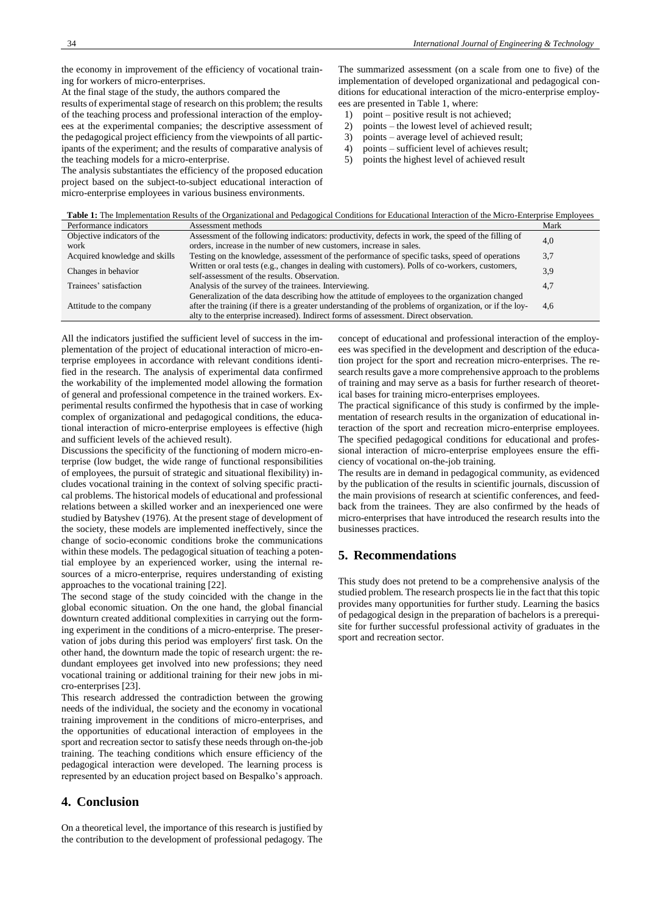the economy in improvement of the efficiency of vocational training for workers of micro-enterprises.

At the final stage of the study, the authors compared the results of experimental stage of research on this problem; the results of the teaching process and professional interaction of the employees at the experimental companies; the descriptive assessment of the pedagogical project efficiency from the viewpoints of all participants of the experiment; and the results of comparative analysis of the teaching models for a micro-enterprise.

The analysis substantiates the efficiency of the proposed education project based on the subject-to-subject educational interaction of micro-enterprise employees in various business environments.

The summarized assessment (on a scale from one to five) of the implementation of developed organizational and pedagogical conditions for educational interaction of the micro-enterprise employees are presented in Table 1, where:

1) point – positive result is not achieved;
2) points – the lowest level of achieved result;
3) points – average level of achieved result;
4) points – sufficient level of achieves result;
5) points the highest level of achieved result

**Table 1:** The Implementation Results of the Organizational and Pedagogical Conditions for Educational Interaction of the Micro-Enterprise Employees

| Performance indicators | Assessment methods | Mark |
|---|---|---|
| Objective indicators of the work | Assessment of the following indicators: productivity, defects in work, the speed of the filling of orders, increase in the number of new customers, increase in sales. | 4,0 |
| Acquired knowledge and skills | Testing on the knowledge, assessment of the performance of specific tasks, speed of operations | 3,7 |
| Changes in behavior | Written or oral tests (e.g., changes in dealing with customers). Polls of co-workers, customers, self-assessment of the results. Observation. | 3,9 |
| Trainees' satisfaction | Analysis of the survey of the trainees. Interviewing. | 4,7 |
| Attitude to the company | Generalization of the data describing how the attitude of employees to the organization changed after the training (if there is a greater understanding of the problems of organization, or if the loyalty to the enterprise increased). Indirect forms of assessment. Direct observation. | 4,6 |

All the indicators justified the sufficient level of success in the implementation of the project of educational interaction of micro-enterprise employees in accordance with relevant conditions identified in the research. The analysis of experimental data confirmed the workability of the implemented model allowing the formation of general and professional competence in the trained workers. Experimental results confirmed the hypothesis that in case of working complex of organizational and pedagogical conditions, the educational interaction of micro-enterprise employees is effective (high and sufficient levels of the achieved result).

Discussions the specificity of the functioning of modern micro-enterprise (low budget, the wide range of functional responsibilities of employees, the pursuit of strategic and situational flexibility) includes vocational training in the context of solving specific practical problems. The historical models of educational and professional relations between a skilled worker and an inexperienced one were studied by Batyshev (1976). At the present stage of development of the society, these models are implemented ineffectively, since the change of socio-economic conditions broke the communications within these models. The pedagogical situation of teaching a potential employee by an experienced worker, using the internal resources of a micro-enterprise, requires understanding of existing approaches to the vocational training [22].

The second stage of the study coincided with the change in the global economic situation. On the one hand, the global financial downturn created additional complexities in carrying out the forming experiment in the conditions of a micro-enterprise. The preservation of jobs during this period was employers' first task. On the other hand, the downturn made the topic of research urgent: the redundant employees get involved into new professions; they need vocational training or additional training for their new jobs in micro-enterprises [23].

This research addressed the contradiction between the growing needs of the individual, the society and the economy in vocational training improvement in the conditions of micro-enterprises, and the opportunities of educational interaction of employees in the sport and recreation sector to satisfy these needs through on-the-job training. The teaching conditions which ensure efficiency of the pedagogical interaction were developed. The learning process is represented by an education project based on Bespalko's approach.

## 4. Conclusion

On a theoretical level, the importance of this research is justified by the contribution to the development of professional pedagogy. The concept of educational and professional interaction of the employees was specified in the development and description of the education project for the sport and recreation micro-enterprises. The research results gave a more comprehensive approach to the problems of training and may serve as a basis for further research of theoretical bases for training micro-enterprises employees.

The practical significance of this study is confirmed by the implementation of research results in the organization of educational interaction of the sport and recreation micro-enterprise employees. The specified pedagogical conditions for educational and professional interaction of micro-enterprise employees ensure the efficiency of vocational on-the-job training.

The results are in demand in pedagogical community, as evidenced by the publication of the results in scientific journals, discussion of the main provisions of research at scientific conferences, and feedback from the trainees. They are also confirmed by the heads of micro-enterprises that have introduced the research results into the businesses practices.

## 5. Recommendations

This study does not pretend to be a comprehensive analysis of the studied problem. The research prospects lie in the fact that this topic provides many opportunities for further study. Learning the basics of pedagogical design in the preparation of bachelors is a prerequisite for further successful professional activity of graduates in the sport and recreation sector.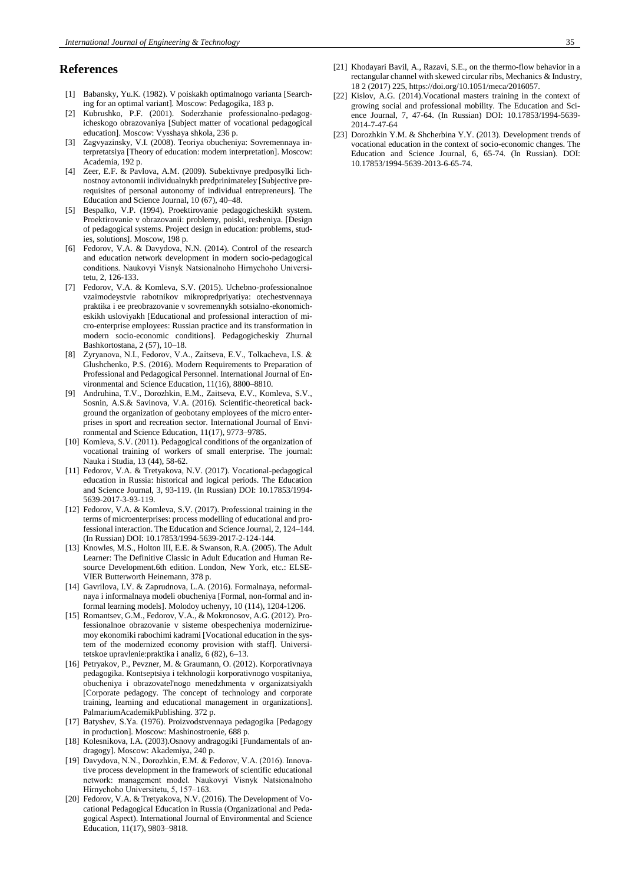## References

- [1] Babansky, Yu.K. (1982). V poiskakh optimalnogo varianta [Searching for an optimal variant]. Moscow: Pedagogika, 183 p.
- [2] Kubrushko, P.F. (2001). Soderzhanie professionalno-pedagogicheskogo obrazovaniya [Subject matter of vocational pedagogical education]. Moscow: Vysshaya shkola, 236 p.
- [3] Zagvyazinsky, V.I. (2008). Teoriya obucheniya: Sovremennaya interpretatsiya [Theory of education: modern interpretation]. Moscow: Academia, 192 p.
- [4] Zeer, E.F. & Pavlova, A.M. (2009). Subektivnye predposylki lichnostnoy avtonomii individualnykh predprinimateley [Subjective prerequisites of personal autonomy of individual entrepreneurs]. The Education and Science Journal, 10 (67), 40–48.
- [5] Bespalko, V.P. (1994). Proektirovanie pedagogicheskikh system. Proektirovanie v obrazovanii: problemy, poiski, resheniya. [Design of pedagogical systems. Project design in education: problems, studies, solutions]. Moscow, 198 p.
- [6] Fedorov, V.A. & Davydova, N.N. (2014). Control of the research and education network development in modern socio-pedagogical conditions. Naukovyi Visnyk Natsionalnoho Hirnychoho Universitetu, 2, 126-133.
- [7] Fedorov, V.A. & Komleva, S.V. (2015). Uchebno-professionalnoe vzaimodeystvie rabotnikov mikropredpriyatiya: otechestvennaya praktika i ee preobrazovanie v sovremennykh sotsialno-ekonomicheskikh usloviyakh [Educational and professional interaction of micro-enterprise employees: Russian practice and its transformation in modern socio-economic conditions]. Pedagogicheskiy Zhurnal Bashkortostana, 2 (57), 10–18.
- [8] Zyryanova, N.I., Fedorov, V.A., Zaitseva, E.V., Tolkacheva, I.S. & Glushchenko, P.S. (2016). Modern Requirements to Preparation of Professional and Pedagogical Personnel. International Journal of Environmental and Science Education, 11(16), 8800–8810.
- [9] Andruhina, T.V., Dorozhkin, E.M., Zaitseva, E.V., Komleva, S.V., Sosnin, A.S.& Savinova, V.A. (2016). Scientific-theoretical background the organization of geobotany employees of the micro enterprises in sport and recreation sector. International Journal of Environmental and Science Education, 11(17), 9773–9785.
- [10] Komleva, S.V. (2011). Pedagogical conditions of the organization of vocational training of workers of small enterprise. The journal: Nauka i Studia, 13 (44), 58-62.
- [11] Fedorov, V.A. & Tretyakova, N.V. (2017). Vocational-pedagogical education in Russia: historical and logical periods. The Education and Science Journal, 3, 93-119. (In Russian) DOI: 10.17853/1994-5639-2017-3-93-119.
- [12] Fedorov, V.A. & Komleva, S.V. (2017). Professional training in the terms of microenterprises: process modelling of educational and professional interaction. The Education and Science Journal, 2, 124–144. (In Russian) DOI: 10.17853/1994-5639-2017-2-124-144.
- [13] Knowles, M.S., Holton III, E.E. & Swanson, R.A. (2005). The Adult Learner: The Definitive Classic in Adult Education and Human Resource Development.6th edition. London, New York, etc.: ELSEVIER Butterworth Heinemann, 378 p.
- [14] Gavrilova, I.V. & Zaprudnova, L.A. (2016). Formalnaya, neformalnaya i informalnaya modeli obucheniya [Formal, non-formal and informal learning models]. Molodoy uchenyy, 10 (114), 1204-1206.
- [15] Romantsev, G.M., Fedorov, V.A., & Mokronosov, A.G. (2012). Professionalnoe obrazovanie v sisteme obespecheniya moderniziruemoy ekonomiki rabochimi kadrami [Vocational education in the system of the modernized economy provision with staff]. Universitetskoe upravlenie:praktika i analiz, 6 (82), 6–13.
- [16] Petryakov, P., Pevzner, M. & Graumann, O. (2012). Korporativnaya pedagogika. Kontseptsiya i tekhnologii korporativnogo vospitaniya, obucheniya i obrazovatel'nogo menedzhmenta v organizatsiyakh [Corporate pedagogy. The concept of technology and corporate training, learning and educational management in organizations]. PalmariumAcademikPublishing. 372 p.
- [17] Batyshev, S.Ya. (1976). Proizvodstvennaya pedagogika [Pedagogy in production]. Moscow: Mashinostroenie, 688 p.
- [18] Kolesnikova, I.A. (2003).Osnovy andragogiki [Fundamentals of andragogy]. Moscow: Akademiya, 240 p.
- [19] Davydova, N.N., Dorozhkin, E.M. & Fedorov, V.A. (2016). Innovative process development in the framework of scientific educational network: management model. Naukovyi Visnyk Natsionalnoho Hirnychoho Universitetu, 5, 157–163.
- [20] Fedorov, V.A. & Tretyakova, N.V. (2016). The Development of Vocational Pedagogical Education in Russia (Organizational and Pedagogical Aspect). International Journal of Environmental and Science Education, 11(17), 9803–9818.
- [21] Khodayari Bavil, A., Razavi, S.E., on the thermo-flow behavior in a rectangular channel with skewed circular ribs, Mechanics & Industry, 18 2 (2017) 225, https://doi.org/10.1051/meca/2016057.
- [22] Kislov, A.G. (2014).Vocational masters training in the context of growing social and professional mobility. The Education and Science Journal, 7, 47-64. (In Russian) DOI: 10.17853/1994-5639-2014-7-47-64
- [23] Dorozhkin Y.M. & Shcherbina Y.Y. (2013). Development trends of vocational education in the context of socio-economic changes. The Education and Science Journal, 6, 65-74. (In Russian). DOI: 10.17853/1994-5639-2013-6-65-74.